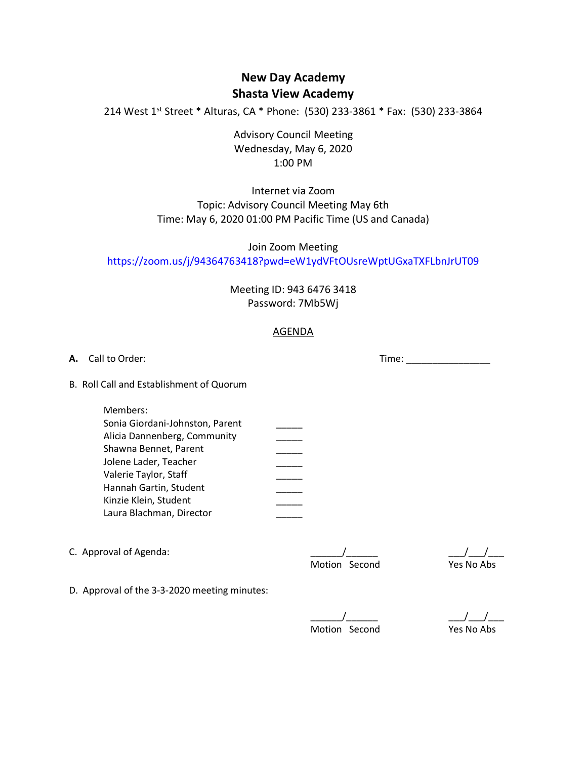# New Day Academy
# Shasta View Academy

214 West 1st Street * Alturas, CA * Phone: (530) 233-3861 * Fax: (530) 233-3864

Advisory Council Meeting
Wednesday, May 6, 2020
1:00 PM

Internet via Zoom
Topic: Advisory Council Meeting May 6th
Time: May 6, 2020 01:00 PM Pacific Time (US and Canada)

Join Zoom Meeting
https://zoom.us/j/94364763418?pwd=eW1ydVFtOUsreWptUGxaTXFLbnJrUT09

Meeting ID: 943 6476 3418
Password: 7Mb5Wj

## AGENDA

**A.** Call to Order: Time: ________________

B. Roll Call and Establishment of Quorum

Members:

| Member | |
|---|---|
| Sonia Giordani-Johnston, Parent | _____ |
| Alicia Dannenberg, Community | _____ |
| Shawna Bennet, Parent | _____ |
| Jolene Lader, Teacher | _____ |
| Valerie Taylor, Staff | _____ |
| Hannah Gartin, Student | _____ |
| Kinzie Klein, Student | _____ |
| Laura Blachman, Director | _____ |

C. Approval of Agenda:

______/______ Motion Second ___/___/___ Yes No Abs

D. Approval of the 3-3-2020 meeting minutes:

______/______ Motion Second ___/___/___ Yes No Abs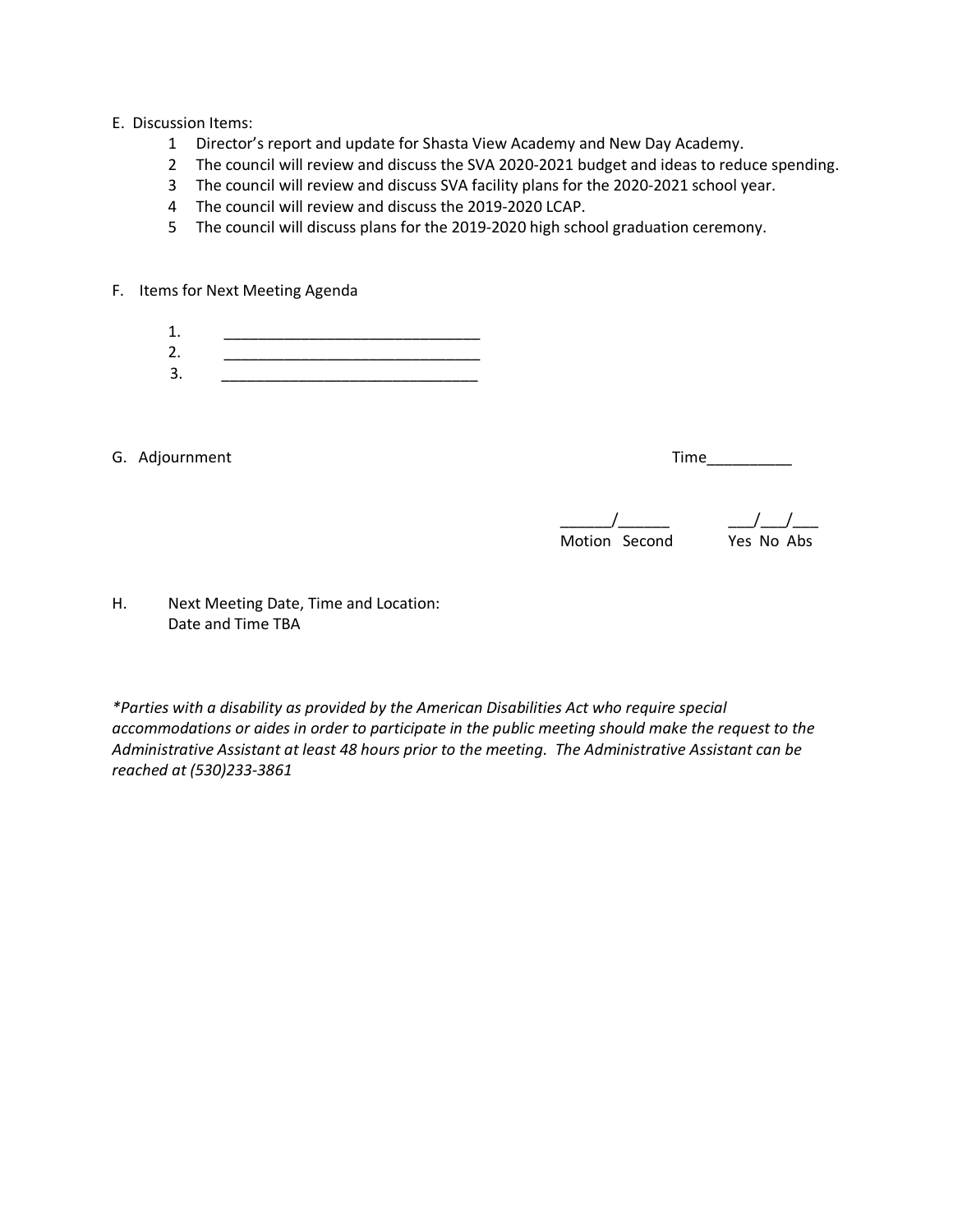E. Discussion Items:

1. Director's report and update for Shasta View Academy and New Day Academy.
2. The council will review and discuss the SVA 2020-2021 budget and ideas to reduce spending.
3. The council will review and discuss SVA facility plans for the 2020-2021 school year.
4. The council will review and discuss the 2019-2020 LCAP.
5. The council will discuss plans for the 2019-2020 high school graduation ceremony.

F. Items for Next Meeting Agenda

1. _______________________________
2. _______________________________
3. _______________________________

G. Adjournment Time__________

______/______ ___/___/___
Motion Second Yes No Abs

H. Next Meeting Date, Time and Location:
Date and Time TBA

*Parties with a disability as provided by the American Disabilities Act who require special accommodations or aides in order to participate in the public meeting should make the request to the Administrative Assistant at least 48 hours prior to the meeting. The Administrative Assistant can be reached at (530)233-3861*